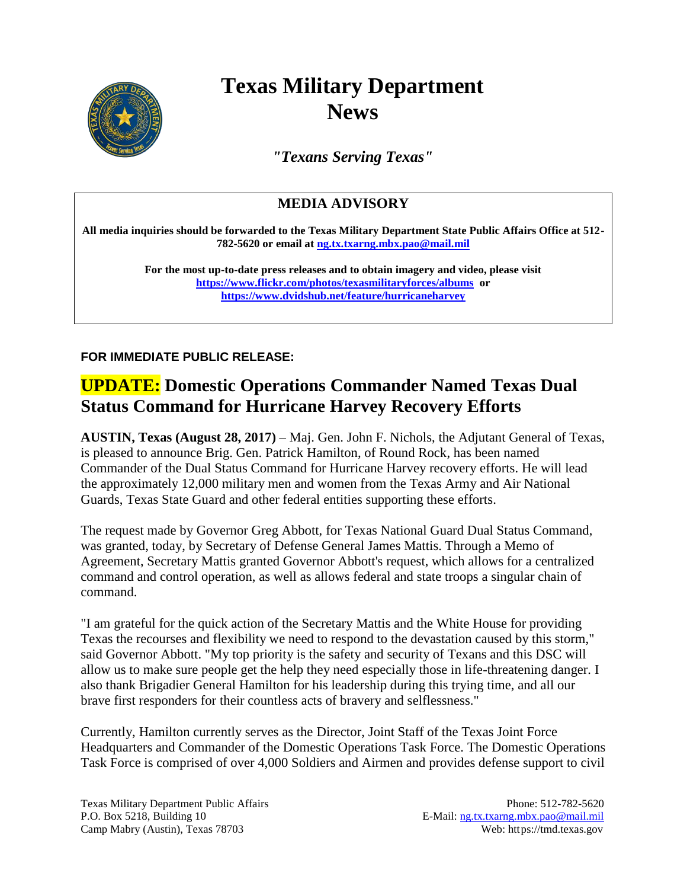# Texas Military Department News

***"Texans Serving Texas"***

## MEDIA ADVISORY

**All media inquiries should be forwarded to the Texas Military Department State Public Affairs Office at 512-782-5620 or email at ng.tx.txarng.mbx.pao@mail.mil**

**For the most up-to-date press releases and to obtain imagery and video, please visit https://www.flickr.com/photos/texasmilitaryforces/albums or https://www.dvidshub.net/feature/hurricaneharvey**

**FOR IMMEDIATE PUBLIC RELEASE:**

## UPDATE: Domestic Operations Commander Named Texas Dual Status Command for Hurricane Harvey Recovery Efforts

**AUSTIN, Texas (August 28, 2017)** – Maj. Gen. John F. Nichols, the Adjutant General of Texas, is pleased to announce Brig. Gen. Patrick Hamilton, of Round Rock, has been named Commander of the Dual Status Command for Hurricane Harvey recovery efforts. He will lead the approximately 12,000 military men and women from the Texas Army and Air National Guards, Texas State Guard and other federal entities supporting these efforts.

The request made by Governor Greg Abbott, for Texas National Guard Dual Status Command, was granted, today, by Secretary of Defense General James Mattis. Through a Memo of Agreement, Secretary Mattis granted Governor Abbott's request, which allows for a centralized command and control operation, as well as allows federal and state troops a singular chain of command.

"I am grateful for the quick action of the Secretary Mattis and the White House for providing Texas the recourses and flexibility we need to respond to the devastation caused by this storm," said Governor Abbott. "My top priority is the safety and security of Texans and this DSC will allow us to make sure people get the help they need especially those in life-threatening danger. I also thank Brigadier General Hamilton for his leadership during this trying time, and all our brave first responders for their countless acts of bravery and selflessness."

Currently, Hamilton currently serves as the Director, Joint Staff of the Texas Joint Force Headquarters and Commander of the Domestic Operations Task Force. The Domestic Operations Task Force is comprised of over 4,000 Soldiers and Airmen and provides defense support to civil

Texas Military Department Public Affairs
P.O. Box 5218, Building 10
Camp Mabry (Austin), Texas 78703

Phone: 512-782-5620
E-Mail: ng.tx.txarng.mbx.pao@mail.mil
Web: https://tmd.texas.gov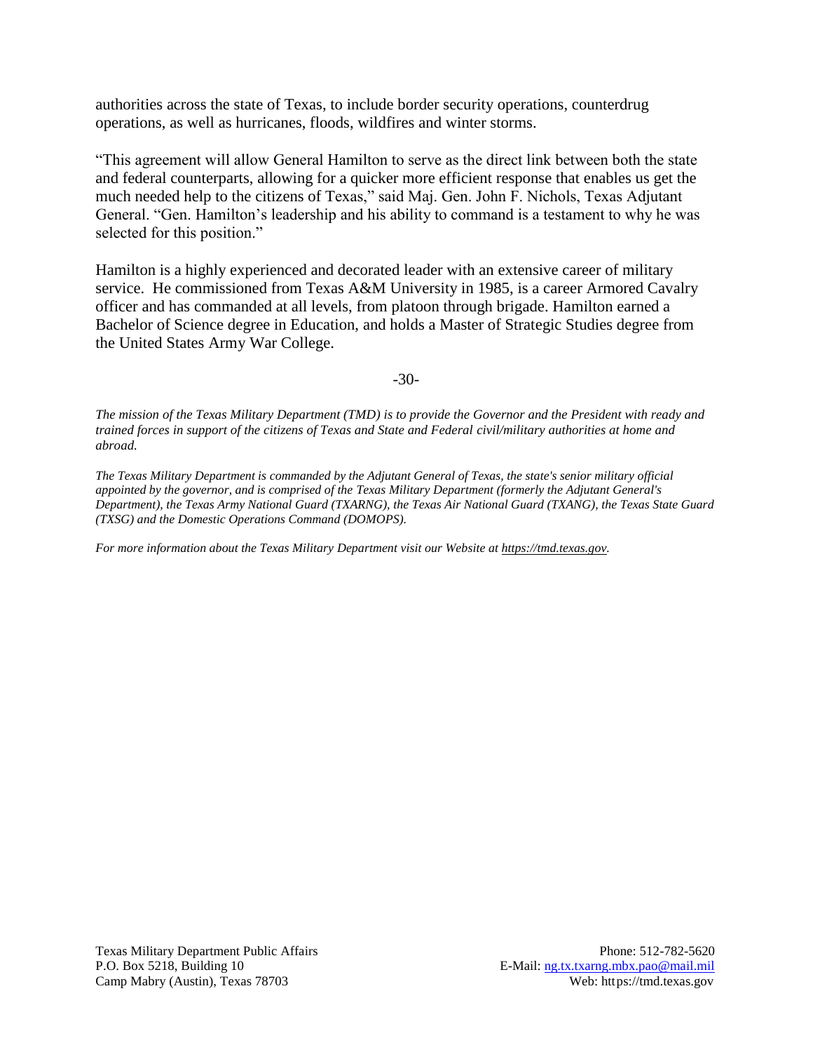authorities across the state of Texas, to include border security operations, counterdrug operations, as well as hurricanes, floods, wildfires and winter storms.

"This agreement will allow General Hamilton to serve as the direct link between both the state and federal counterparts, allowing for a quicker more efficient response that enables us get the much needed help to the citizens of Texas," said Maj. Gen. John F. Nichols, Texas Adjutant General. "Gen. Hamilton's leadership and his ability to command is a testament to why he was selected for this position."

Hamilton is a highly experienced and decorated leader with an extensive career of military service. He commissioned from Texas A&M University in 1985, is a career Armored Cavalry officer and has commanded at all levels, from platoon through brigade. Hamilton earned a Bachelor of Science degree in Education, and holds a Master of Strategic Studies degree from the United States Army War College.

-30-

*The mission of the Texas Military Department (TMD) is to provide the Governor and the President with ready and trained forces in support of the citizens of Texas and State and Federal civil/military authorities at home and abroad.*

*The Texas Military Department is commanded by the Adjutant General of Texas, the state's senior military official appointed by the governor, and is comprised of the Texas Military Department (formerly the Adjutant General's Department), the Texas Army National Guard (TXARNG), the Texas Air National Guard (TXANG), the Texas State Guard (TXSG) and the Domestic Operations Command (DOMOPS).*

*For more information about the Texas Military Department visit our Website at https://tmd.texas.gov.*

Texas Military Department Public Affairs
P.O. Box 5218, Building 10
Camp Mabry (Austin), Texas 78703

Phone: 512-782-5620
E-Mail: ng.tx.txarng.mbx.pao@mail.mil
Web: https://tmd.texas.gov